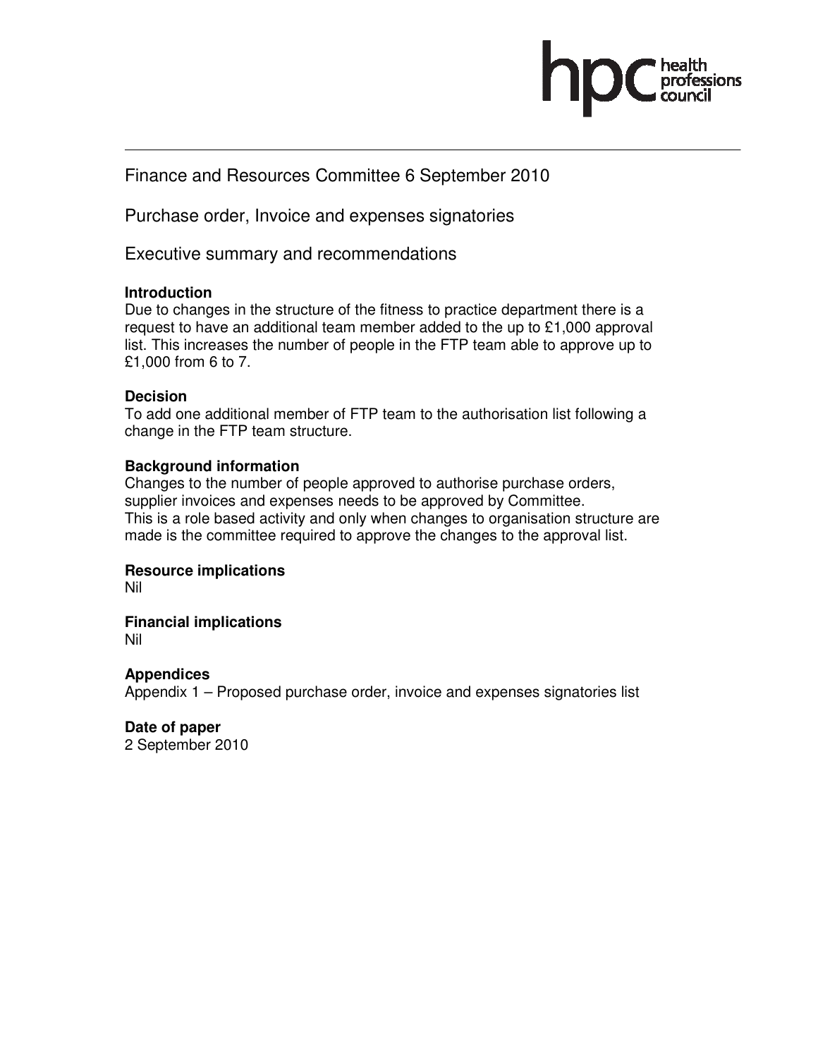Finance and Resources Committee 6 September 2010

Purchase order, Invoice and expenses signatories

Executive summary and recommendations

**Introduction**

Due to changes in the structure of the fitness to practice department there is a request to have an additional team member added to the up to £1,000 approval list. This increases the number of people in the FTP team able to approve up to £1,000 from 6 to 7.

**Decision**

To add one additional member of FTP team to the authorisation list following a change in the FTP team structure.

**Background information**

Changes to the number of people approved to authorise purchase orders, supplier invoices and expenses needs to be approved by Committee.
This is a role based activity and only when changes to organisation structure are made is the committee required to approve the changes to the approval list.

**Resource implications**

Nil

**Financial implications**

Nil

**Appendices**

Appendix 1 – Proposed purchase order, invoice and expenses signatories list

**Date of paper**

2 September 2010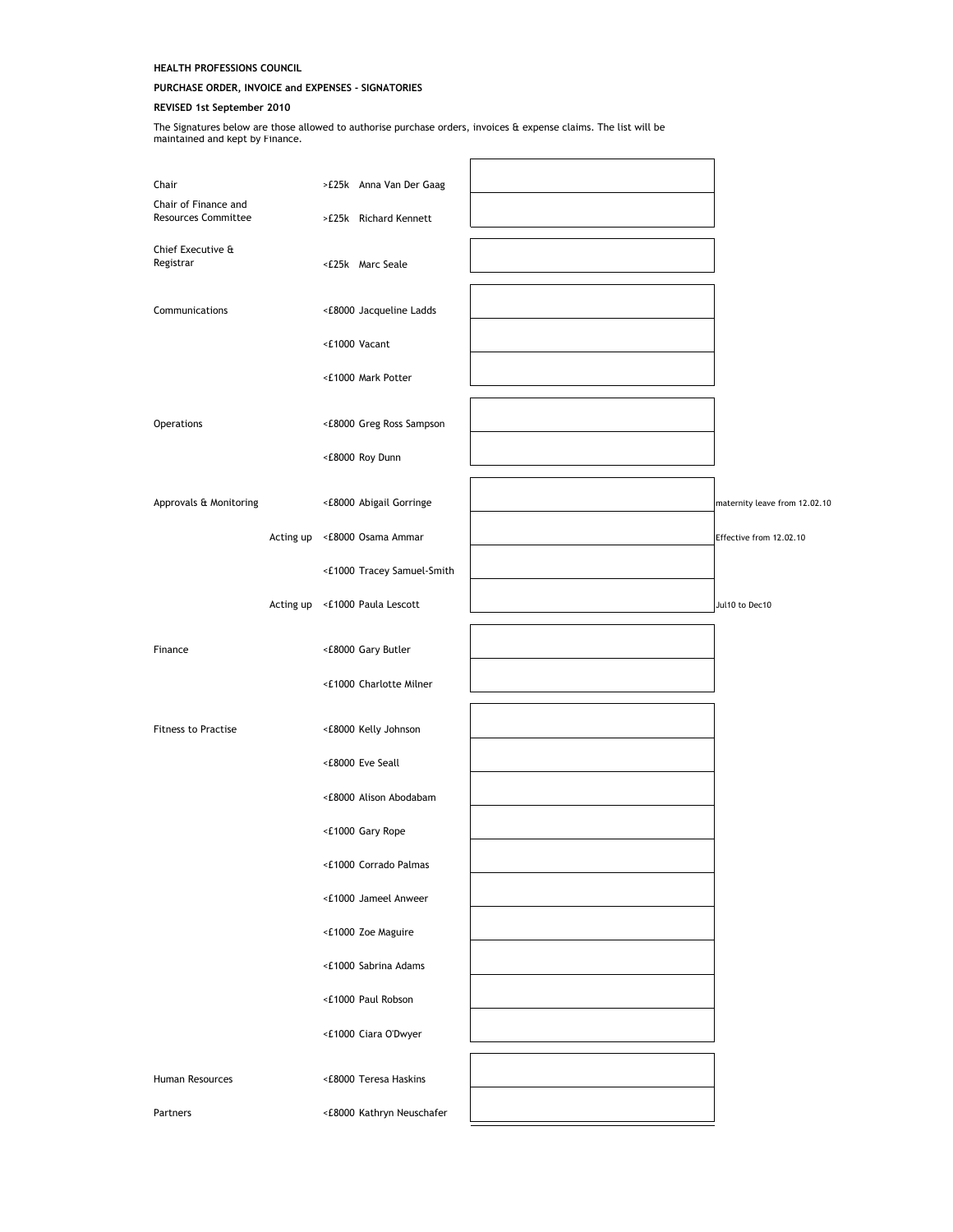**HEALTH PROFESSIONS COUNCIL**

**PURCHASE ORDER, INVOICE and EXPENSES - SIGNATORIES**

**REVISED 1st September 2010**

The Signatures below are those allowed to authorise purchase orders, invoices & expense claims. The list will be maintained and kept by Finance.

| Department | | Limit | Name | Signature | Notes |
|---|---|---|---|---|---|
| Chair | | >£25k | Anna Van Der Gaag | | |
| Chair of Finance and Resources Committee | | >£25k | Richard Kennett | | |
| Chief Executive & Registrar | | <£25k | Marc Seale | | |
| Communications | | <£8000 | Jacqueline Ladds | | |
| | | <£1000 | Vacant | | |
| | | <£1000 | Mark Potter | | |
| Operations | | <£8000 | Greg Ross Sampson | | |
| | | <£8000 | Roy Dunn | | |
| Approvals & Monitoring | | <£8000 | Abigail Gorringe | | maternity leave from 12.02.10 |
| | Acting up | <£8000 | Osama Ammar | | Effective from 12.02.10 |
| | | <£1000 | Tracey Samuel-Smith | | |
| | Acting up | <£1000 | Paula Lescott | | Jul10 to Dec10 |
| Finance | | <£8000 | Gary Butler | | |
| | | <£1000 | Charlotte Milner | | |
| Fitness to Practise | | <£8000 | Kelly Johnson | | |
| | | <£8000 | Eve Seall | | |
| | | <£8000 | Alison Abodabam | | |
| | | <£1000 | Gary Rope | | |
| | | <£1000 | Corrado Palmas | | |
| | | <£1000 | Jameel Anweer | | |
| | | <£1000 | Zoe Maguire | | |
| | | <£1000 | Sabrina Adams | | |
| | | <£1000 | Paul Robson | | |
| | | <£1000 | Ciara O'Dwyer | | |
| Human Resources | | <£8000 | Teresa Haskins | | |
| Partners | | <£8000 | Kathryn Neuschafer | | |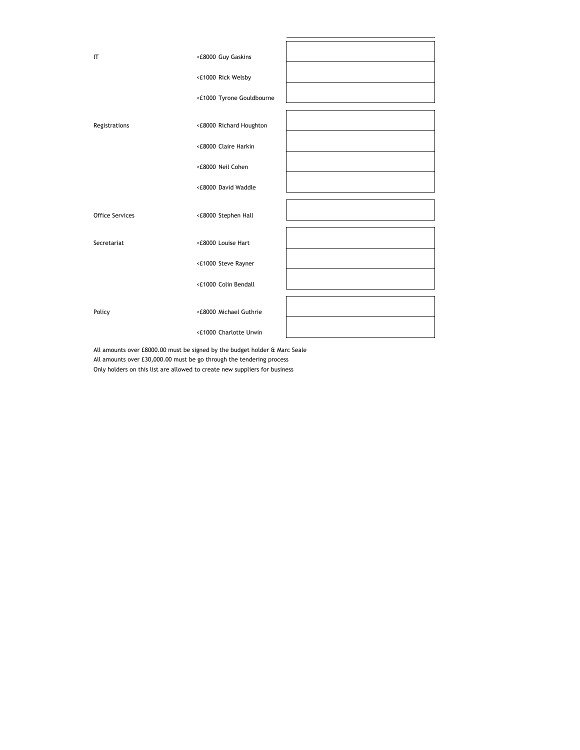| | | |
|---|---|---|
| IT | <£8000 Guy Gaskins | |
| | <£1000 Rick Welsby | |
| | <£1000 Tyrone Gouldbourne | |
| Registrations | <£8000 Richard Houghton | |
| | <£8000 Claire Harkin | |
| | <£8000 Neil Cohen | |
| | <£8000 David Waddle | |
| Office Services | <£8000 Stephen Hall | |
| Secretariat | <£8000 Louise Hart | |
| | <£1000 Steve Rayner | |
| | <£1000 Colin Bendall | |
| Policy | <£8000 Michael Guthrie | |
| | <£1000 Charlotte Urwin | |

All amounts over £8000.00 must be signed by the budget holder & Marc Seale
All amounts over £30,000.00 must be go through the tendering process
Only holders on this list are allowed to create new suppliers for business